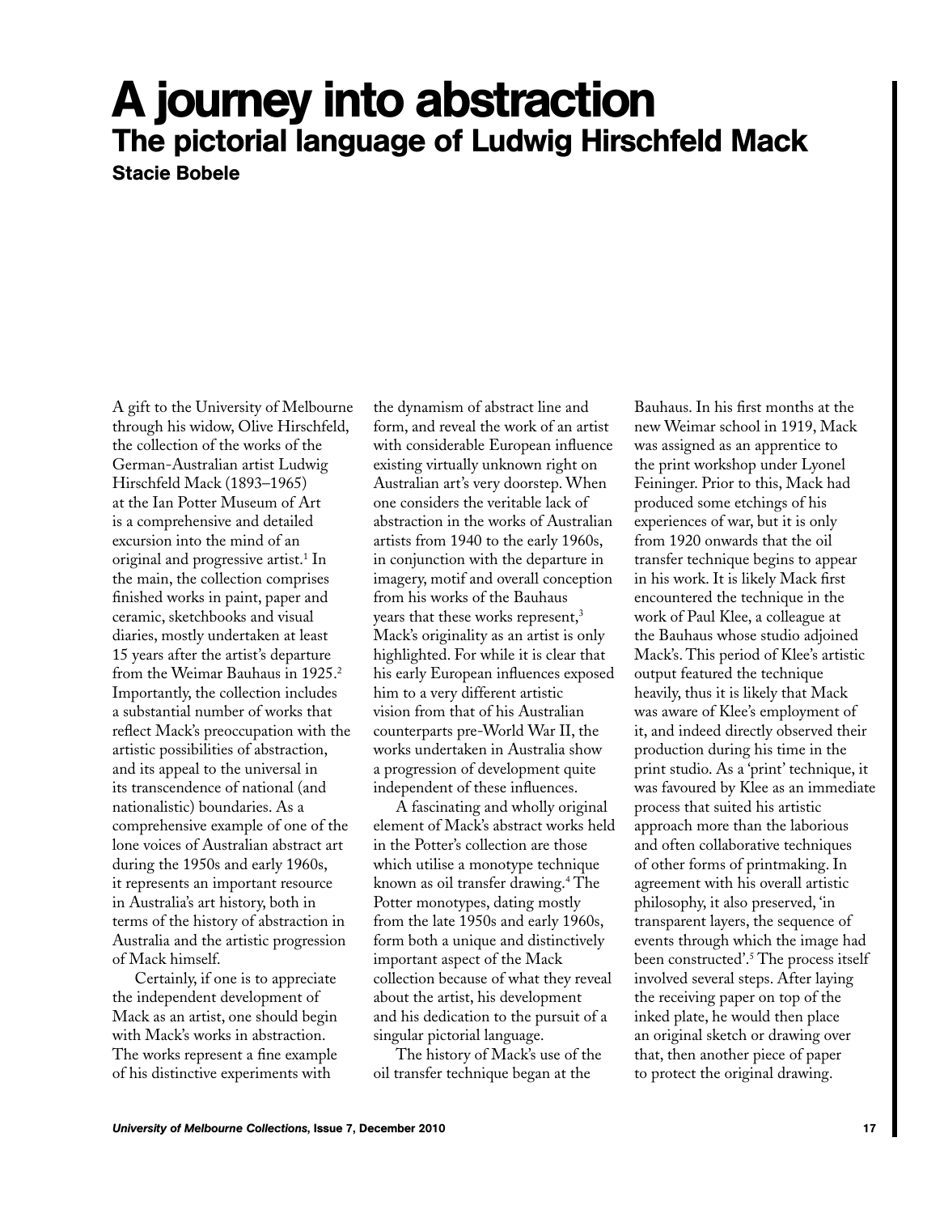# A journey into abstraction

## The pictorial language of Ludwig Hirschfeld Mack

**Stacie Bobele**

A gift to the University of Melbourne through his widow, Olive Hirschfeld, the collection of the works of the German-Australian artist Ludwig Hirschfeld Mack (1893–1965) at the Ian Potter Museum of Art is a comprehensive and detailed excursion into the mind of an original and progressive artist.[1] In the main, the collection comprises finished works in paint, paper and ceramic, sketchbooks and visual diaries, mostly undertaken at least 15 years after the artist's departure from the Weimar Bauhaus in 1925.[2] Importantly, the collection includes a substantial number of works that reflect Mack's preoccupation with the artistic possibilities of abstraction, and its appeal to the universal in its transcendence of national (and nationalistic) boundaries. As a comprehensive example of one of the lone voices of Australian abstract art during the 1950s and early 1960s, it represents an important resource in Australia's art history, both in terms of the history of abstraction in Australia and the artistic progression of Mack himself.

Certainly, if one is to appreciate the independent development of Mack as an artist, one should begin with Mack's works in abstraction. The works represent a fine example of his distinctive experiments with the dynamism of abstract line and form, and reveal the work of an artist with considerable European influence existing virtually unknown right on Australian art's very doorstep. When one considers the veritable lack of abstraction in the works of Australian artists from 1940 to the early 1960s, in conjunction with the departure in imagery, motif and overall conception from his works of the Bauhaus years that these works represent,[3] Mack's originality as an artist is only highlighted. For while it is clear that his early European influences exposed him to a very different artistic vision from that of his Australian counterparts pre-World War II, the works undertaken in Australia show a progression of development quite independent of these influences.

A fascinating and wholly original element of Mack's abstract works held in the Potter's collection are those which utilise a monotype technique known as oil transfer drawing.[4] The Potter monotypes, dating mostly from the late 1950s and early 1960s, form both a unique and distinctively important aspect of the Mack collection because of what they reveal about the artist, his development and his dedication to the pursuit of a singular pictorial language.

The history of Mack's use of the oil transfer technique began at the Bauhaus. In his first months at the new Weimar school in 1919, Mack was assigned as an apprentice to the print workshop under Lyonel Feininger. Prior to this, Mack had produced some etchings of his experiences of war, but it is only from 1920 onwards that the oil transfer technique begins to appear in his work. It is likely Mack first encountered the technique in the work of Paul Klee, a colleague at the Bauhaus whose studio adjoined Mack's. This period of Klee's artistic output featured the technique heavily, thus it is likely that Mack was aware of Klee's employment of it, and indeed directly observed their production during his time in the print studio. As a 'print' technique, it was favoured by Klee as an immediate process that suited his artistic approach more than the laborious and often collaborative techniques of other forms of printmaking. In agreement with his overall artistic philosophy, it also preserved, 'in transparent layers, the sequence of events through which the image had been constructed'.[5] The process itself involved several steps. After laying the receiving paper on top of the inked plate, he would then place an original sketch or drawing over that, then another piece of paper to protect the original drawing.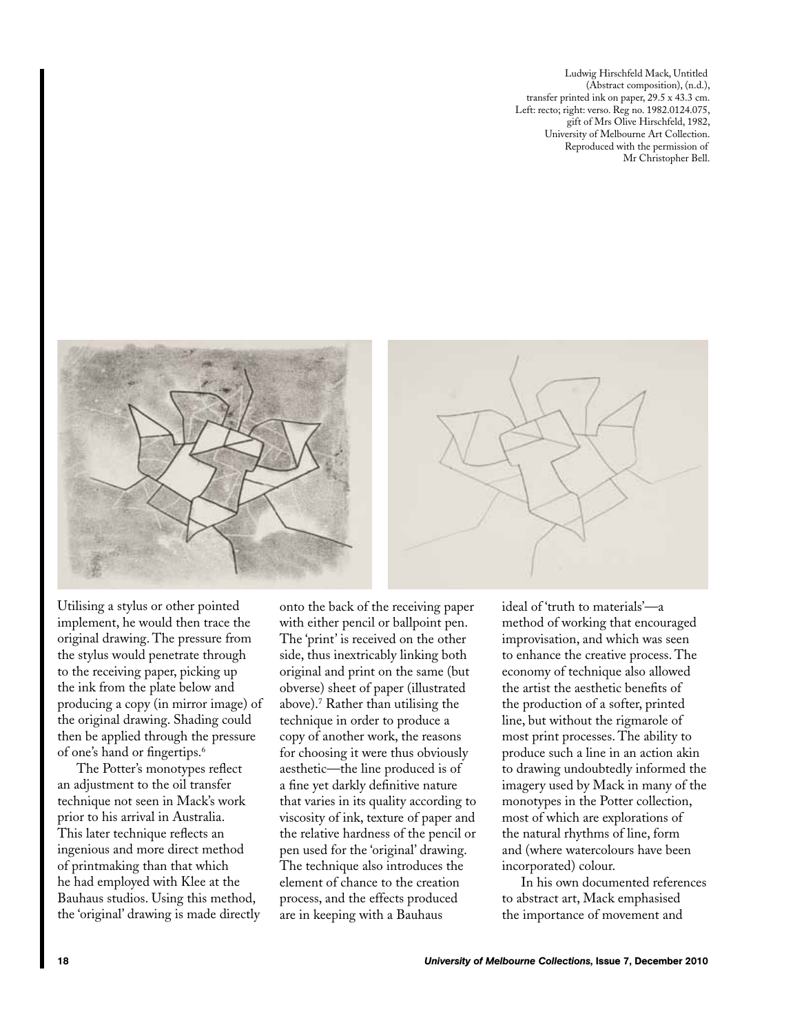Ludwig Hirschfeld Mack, Untitled (Abstract composition), (n.d.), transfer printed ink on paper, 29.5 x 43.3 cm. Left: recto; right: verso. Reg no. 1982.0124.075, gift of Mrs Olive Hirschfeld, 1982, University of Melbourne Art Collection. Reproduced with the permission of Mr Christopher Bell.

Utilising a stylus or other pointed implement, he would then trace the original drawing. The pressure from the stylus would penetrate through to the receiving paper, picking up the ink from the plate below and producing a copy (in mirror image) of the original drawing. Shading could then be applied through the pressure of one's hand or fingertips.[6]

The Potter's monotypes reflect an adjustment to the oil transfer technique not seen in Mack's work prior to his arrival in Australia. This later technique reflects an ingenious and more direct method of printmaking than that which he had employed with Klee at the Bauhaus studios. Using this method, the 'original' drawing is made directly onto the back of the receiving paper with either pencil or ballpoint pen. The 'print' is received on the other side, thus inextricably linking both original and print on the same (but obverse) sheet of paper (illustrated above).[7] Rather than utilising the technique in order to produce a copy of another work, the reasons for choosing it were thus obviously aesthetic—the line produced is of a fine yet darkly definitive nature that varies in its quality according to viscosity of ink, texture of paper and the relative hardness of the pencil or pen used for the 'original' drawing. The technique also introduces the element of chance to the creation process, and the effects produced are in keeping with a Bauhaus ideal of 'truth to materials'—a method of working that encouraged improvisation, and which was seen to enhance the creative process. The economy of technique also allowed the artist the aesthetic benefits of the production of a softer, printed line, but without the rigmarole of most print processes. The ability to produce such a line in an action akin to drawing undoubtedly informed the imagery used by Mack in many of the monotypes in the Potter collection, most of which are explorations of the natural rhythms of line, form and (where watercolours have been incorporated) colour.

In his own documented references to abstract art, Mack emphasised the importance of movement and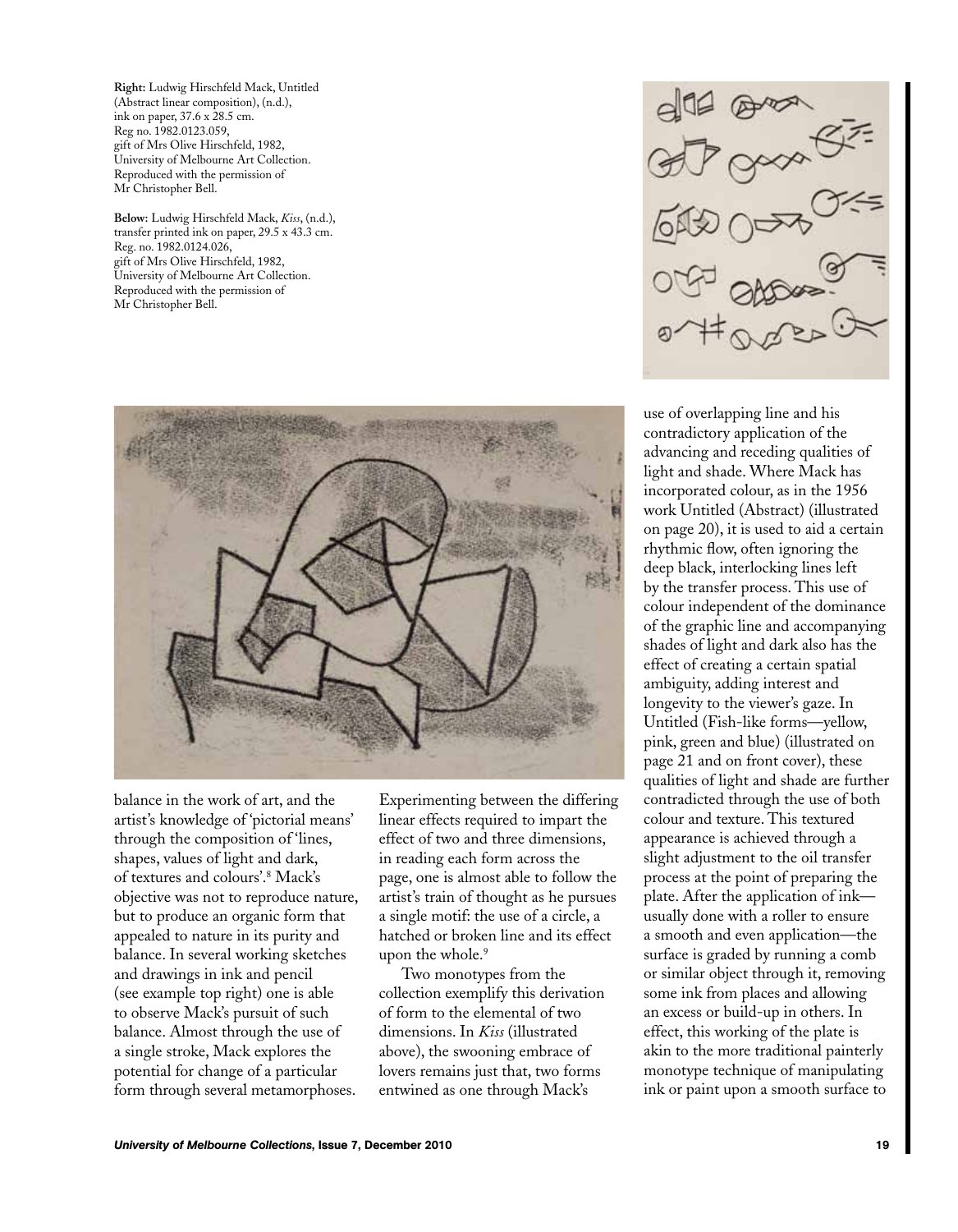**Right:** Ludwig Hirschfeld Mack, Untitled (Abstract linear composition), (n.d.), ink on paper, 37.6 x 28.5 cm. Reg no. 1982.0123.059, gift of Mrs Olive Hirschfeld, 1982, University of Melbourne Art Collection. Reproduced with the permission of Mr Christopher Bell.

**Below:** Ludwig Hirschfeld Mack, *Kiss*, (n.d.), transfer printed ink on paper, 29.5 x 43.3 cm. Reg. no. 1982.0124.026, gift of Mrs Olive Hirschfeld, 1982, University of Melbourne Art Collection. Reproduced with the permission of Mr Christopher Bell.

balance in the work of art, and the artist's knowledge of 'pictorial means' through the composition of 'lines, shapes, values of light and dark, of textures and colours'.[8] Mack's objective was not to reproduce nature, but to produce an organic form that appealed to nature in its purity and balance. In several working sketches and drawings in ink and pencil (see example top right) one is able to observe Mack's pursuit of such balance. Almost through the use of a single stroke, Mack explores the potential for change of a particular form through several metamorphoses. Experimenting between the differing linear effects required to impart the effect of two and three dimensions, in reading each form across the page, one is almost able to follow the artist's train of thought as he pursues a single motif: the use of a circle, a hatched or broken line and its effect upon the whole.[9]

Two monotypes from the collection exemplify this derivation of form to the elemental of two dimensions. In *Kiss* (illustrated above), the swooning embrace of lovers remains just that, two forms entwined as one through Mack's use of overlapping line and his contradictory application of the advancing and receding qualities of light and shade. Where Mack has incorporated colour, as in the 1956 work Untitled (Abstract) (illustrated on page 20), it is used to aid a certain rhythmic flow, often ignoring the deep black, interlocking lines left by the transfer process. This use of colour independent of the dominance of the graphic line and accompanying shades of light and dark also has the effect of creating a certain spatial ambiguity, adding interest and longevity to the viewer's gaze. In Untitled (Fish-like forms—yellow, pink, green and blue) (illustrated on page 21 and on front cover), these qualities of light and shade are further contradicted through the use of both colour and texture. This textured appearance is achieved through a slight adjustment to the oil transfer process at the point of preparing the plate. After the application of ink—usually done with a roller to ensure a smooth and even application—the surface is graded by running a comb or similar object through it, removing some ink from places and allowing an excess or build-up in others. In effect, this working of the plate is akin to the more traditional painterly monotype technique of manipulating ink or paint upon a smooth surface to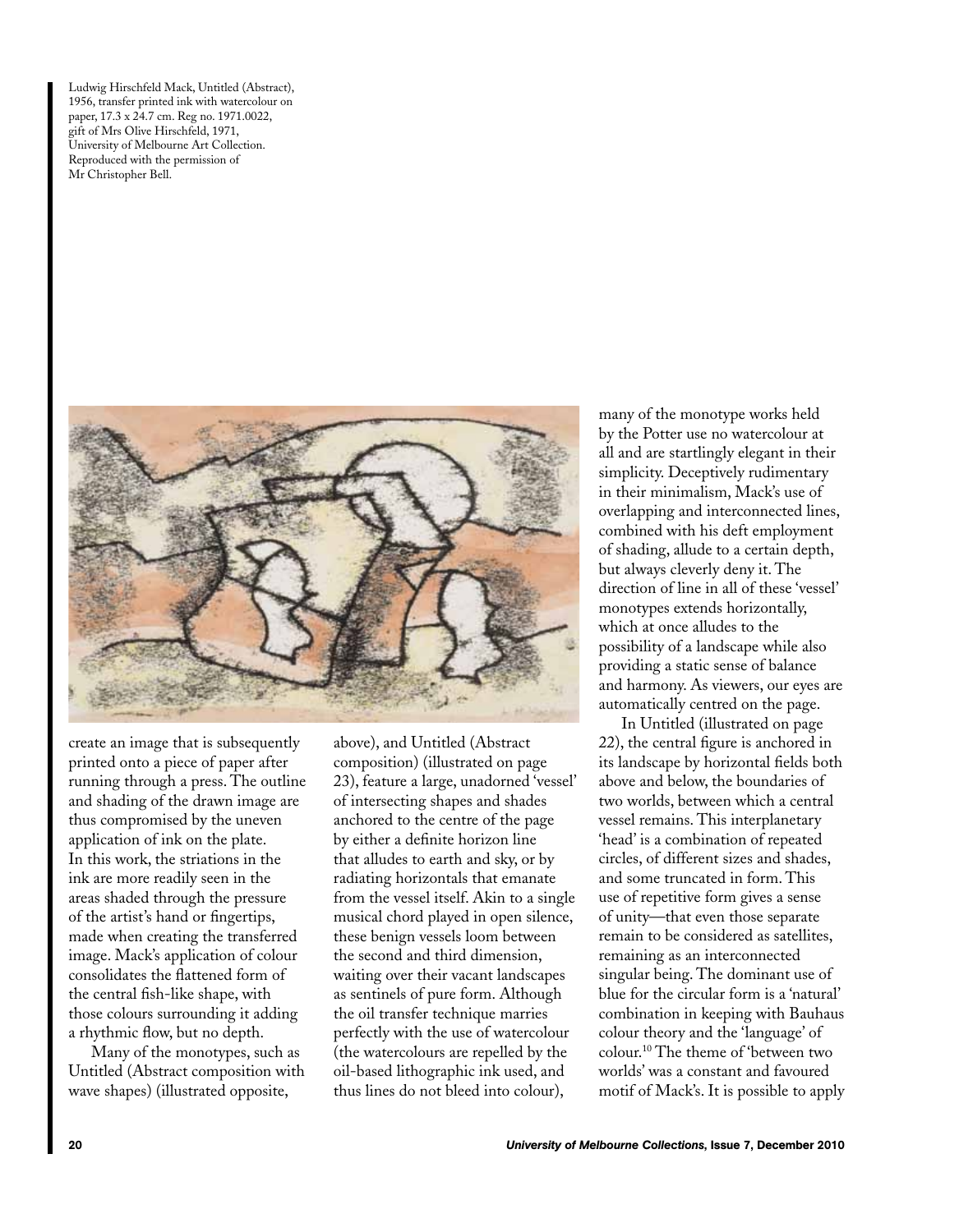Ludwig Hirschfeld Mack, Untitled (Abstract), 1956, transfer printed ink with watercolour on paper, 17.3 x 24.7 cm. Reg no. 1971.0022, gift of Mrs Olive Hirschfeld, 1971, University of Melbourne Art Collection. Reproduced with the permission of Mr Christopher Bell.

create an image that is subsequently printed onto a piece of paper after running through a press. The outline and shading of the drawn image are thus compromised by the uneven application of ink on the plate. In this work, the striations in the ink are more readily seen in the areas shaded through the pressure of the artist's hand or fingertips, made when creating the transferred image. Mack's application of colour consolidates the flattened form of the central fish-like shape, with those colours surrounding it adding a rhythmic flow, but no depth.

Many of the monotypes, such as Untitled (Abstract composition with wave shapes) (illustrated opposite, above), and Untitled (Abstract composition) (illustrated on page 23), feature a large, unadorned 'vessel' of intersecting shapes and shades anchored to the centre of the page by either a definite horizon line that alludes to earth and sky, or by radiating horizontals that emanate from the vessel itself. Akin to a single musical chord played in open silence, these benign vessels loom between the second and third dimension, waiting over their vacant landscapes as sentinels of pure form. Although the oil transfer technique marries perfectly with the use of watercolour (the watercolours are repelled by the oil-based lithographic ink used, and thus lines do not bleed into colour), many of the monotype works held by the Potter use no watercolour at all and are startlingly elegant in their simplicity. Deceptively rudimentary in their minimalism, Mack's use of overlapping and interconnected lines, combined with his deft employment of shading, allude to a certain depth, but always cleverly deny it. The direction of line in all of these 'vessel' monotypes extends horizontally, which at once alludes to the possibility of a landscape while also providing a static sense of balance and harmony. As viewers, our eyes are automatically centred on the page.

In Untitled (illustrated on page 22), the central figure is anchored in its landscape by horizontal fields both above and below, the boundaries of two worlds, between which a central vessel remains. This interplanetary 'head' is a combination of repeated circles, of different sizes and shades, and some truncated in form. This use of repetitive form gives a sense of unity—that even those separate remain to be considered as satellites, remaining as an interconnected singular being. The dominant use of blue for the circular form is a 'natural' combination in keeping with Bauhaus colour theory and the 'language' of colour.[10] The theme of 'between two worlds' was a constant and favoured motif of Mack's. It is possible to apply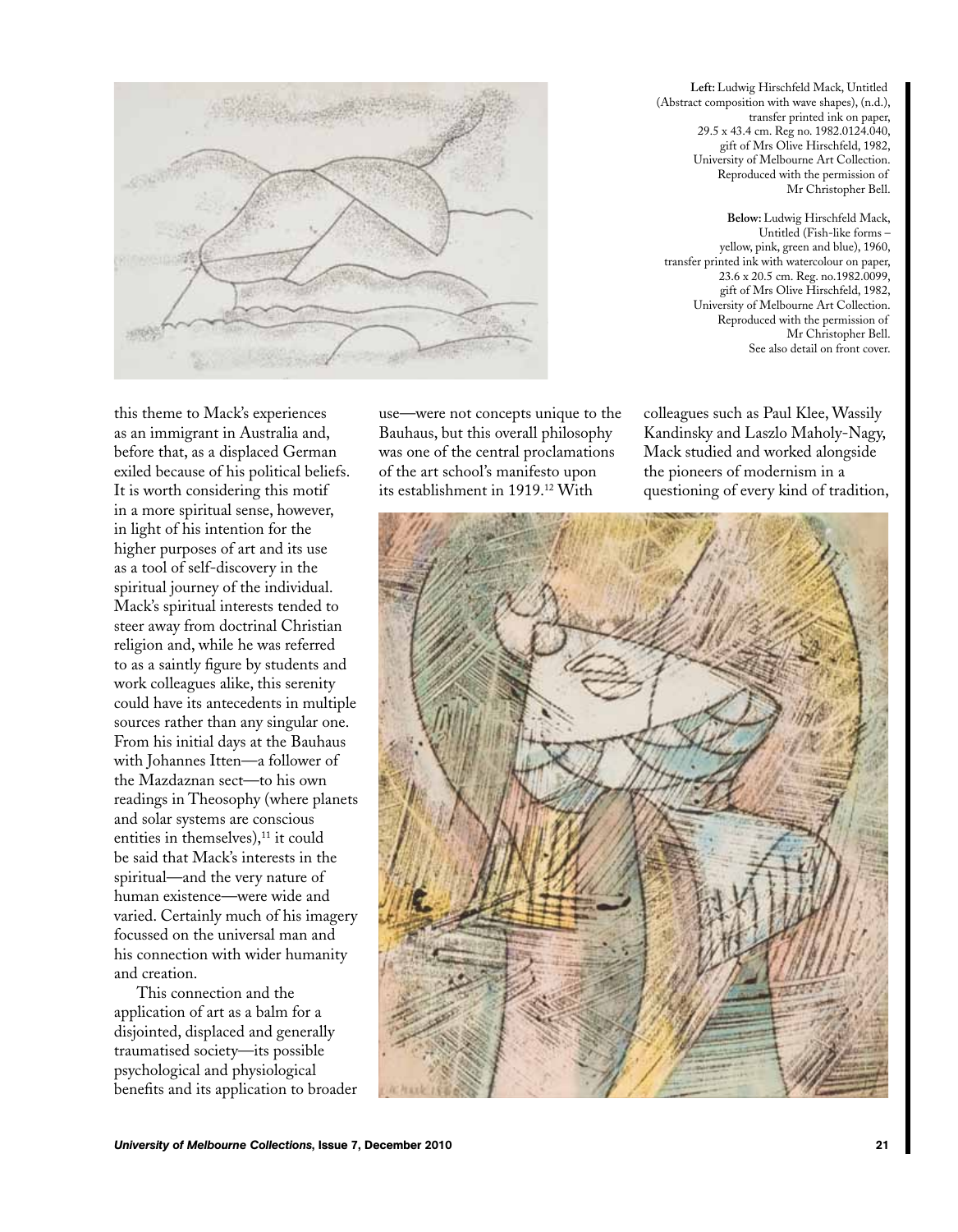**Left:** Ludwig Hirschfeld Mack, Untitled (Abstract composition with wave shapes), (n.d.), transfer printed ink on paper, 29.5 x 43.4 cm. Reg no. 1982.0124.040, gift of Mrs Olive Hirschfeld, 1982, University of Melbourne Art Collection. Reproduced with the permission of Mr Christopher Bell.

**Below:** Ludwig Hirschfeld Mack, Untitled (Fish-like forms – yellow, pink, green and blue), 1960, transfer printed ink with watercolour on paper, 23.6 x 20.5 cm. Reg. no.1982.0099, gift of Mrs Olive Hirschfeld, 1982, University of Melbourne Art Collection. Reproduced with the permission of Mr Christopher Bell. See also detail on front cover.

this theme to Mack's experiences as an immigrant in Australia and, before that, as a displaced German exiled because of his political beliefs. It is worth considering this motif in a more spiritual sense, however, in light of his intention for the higher purposes of art and its use as a tool of self-discovery in the spiritual journey of the individual. Mack's spiritual interests tended to steer away from doctrinal Christian religion and, while he was referred to as a saintly figure by students and work colleagues alike, this serenity could have its antecedents in multiple sources rather than any singular one. From his initial days at the Bauhaus with Johannes Itten—a follower of the Mazdaznan sect—to his own readings in Theosophy (where planets and solar systems are conscious entities in themselves),[11] it could be said that Mack's interests in the spiritual—and the very nature of human existence—were wide and varied. Certainly much of his imagery focussed on the universal man and his connection with wider humanity and creation.

This connection and the application of art as a balm for a disjointed, displaced and generally traumatised society—its possible psychological and physiological benefits and its application to broader use—were not concepts unique to the Bauhaus, but this overall philosophy was one of the central proclamations of the art school's manifesto upon its establishment in 1919.[12] With colleagues such as Paul Klee, Wassily Kandinsky and Laszlo Maholy-Nagy, Mack studied and worked alongside the pioneers of modernism in a questioning of every kind of tradition,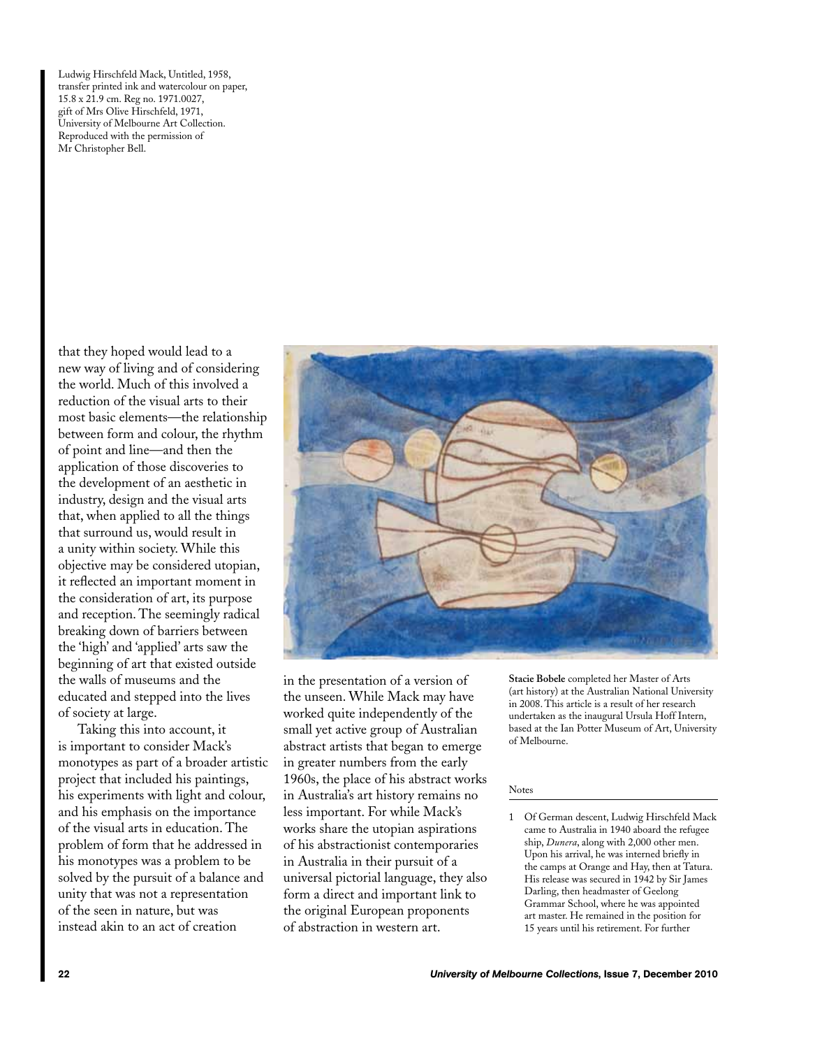Ludwig Hirschfeld Mack, Untitled, 1958, transfer printed ink and watercolour on paper, 15.8 x 21.9 cm. Reg no. 1971.0027, gift of Mrs Olive Hirschfeld, 1971, University of Melbourne Art Collection. Reproduced with the permission of Mr Christopher Bell.

that they hoped would lead to a new way of living and of considering the world. Much of this involved a reduction of the visual arts to their most basic elements—the relationship between form and colour, the rhythm of point and line—and then the application of those discoveries to the development of an aesthetic in industry, design and the visual arts that, when applied to all the things that surround us, would result in a unity within society. While this objective may be considered utopian, it reflected an important moment in the consideration of art, its purpose and reception. The seemingly radical breaking down of barriers between the 'high' and 'applied' arts saw the beginning of art that existed outside the walls of museums and the educated and stepped into the lives of society at large.

Taking this into account, it is important to consider Mack's monotypes as part of a broader artistic project that included his paintings, his experiments with light and colour, and his emphasis on the importance of the visual arts in education. The problem of form that he addressed in his monotypes was a problem to be solved by the pursuit of a balance and unity that was not a representation of the seen in nature, but was instead akin to an act of creation in the presentation of a version of the unseen. While Mack may have worked quite independently of the small yet active group of Australian abstract artists that began to emerge in greater numbers from the early 1960s, the place of his abstract works in Australia's art history remains no less important. For while Mack's works share the utopian aspirations of his abstractionist contemporaries in Australia in their pursuit of a universal pictorial language, they also form a direct and important link to the original European proponents of abstraction in western art.

**Stacie Bobele** completed her Master of Arts (art history) at the Australian National University in 2008. This article is a result of her research undertaken as the inaugural Ursula Hoff Intern, based at the Ian Potter Museum of Art, University of Melbourne.

Notes

1 Of German descent, Ludwig Hirschfeld Mack came to Australia in 1940 aboard the refugee ship, *Dunera*, along with 2,000 other men. Upon his arrival, he was interned briefly in the camps at Orange and Hay, then at Tatura. His release was secured in 1942 by Sir James Darling, then headmaster of Geelong Grammar School, where he was appointed art master. He remained in the position for 15 years until his retirement. For further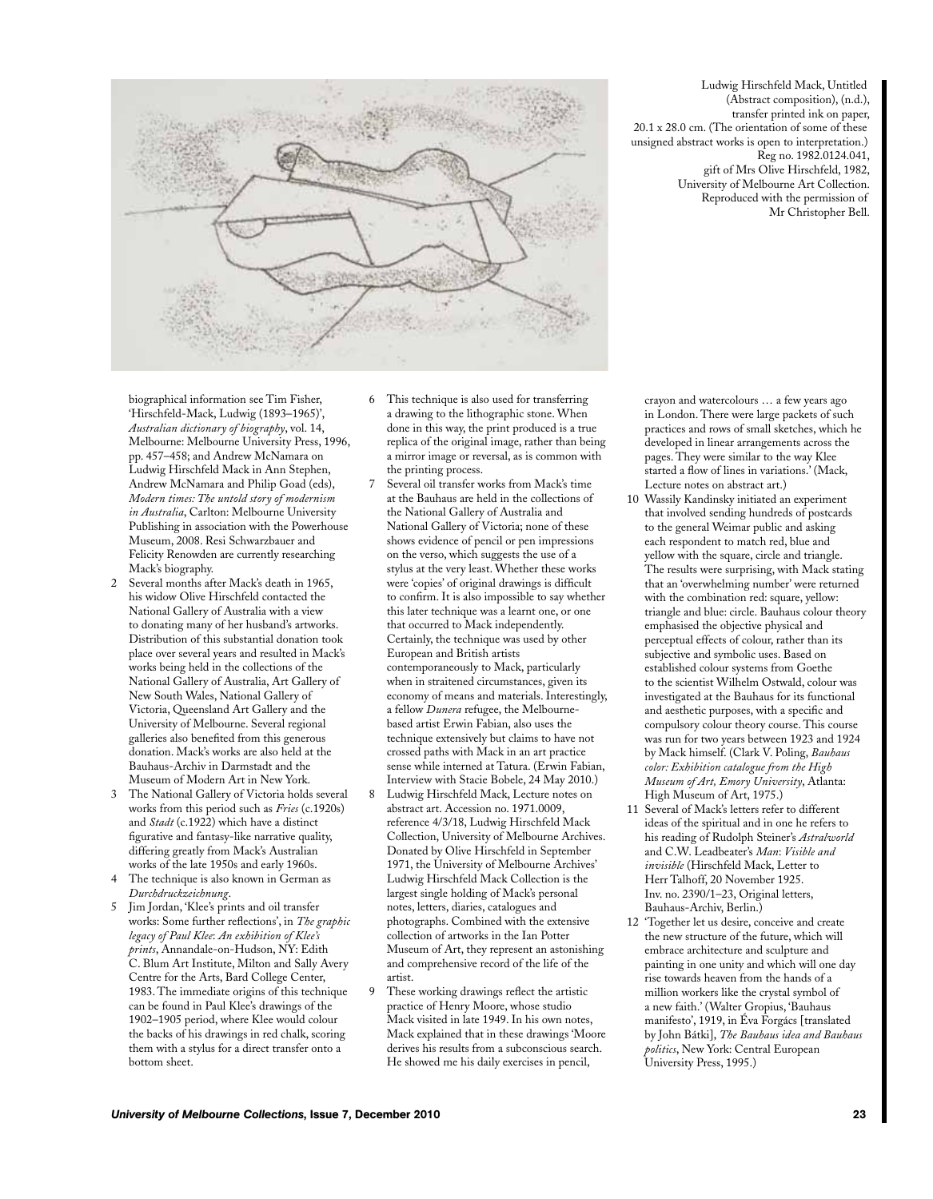Ludwig Hirschfeld Mack, Untitled (Abstract composition), (n.d.), transfer printed ink on paper, 20.1 x 28.0 cm. (The orientation of some of these unsigned abstract works is open to interpretation.) Reg no. 1982.0124.041, gift of Mrs Olive Hirschfeld, 1982, University of Melbourne Art Collection. Reproduced with the permission of Mr Christopher Bell.

biographical information see Tim Fisher, 'Hirschfeld-Mack, Ludwig (1893–1965)', *Australian dictionary of biography*, vol. 14, Melbourne: Melbourne University Press, 1996, pp. 457–458; and Andrew McNamara on Ludwig Hirschfeld Mack in Ann Stephen, Andrew McNamara and Philip Goad (eds), *Modern times: The untold story of modernism in Australia*, Carlton: Melbourne University Publishing in association with the Powerhouse Museum, 2008. Resi Schwarzbauer and Felicity Renowden are currently researching Mack's biography.

2. Several months after Mack's death in 1965, his widow Olive Hirschfeld contacted the National Gallery of Australia with a view to donating many of her husband's artworks. Distribution of this substantial donation took place over several years and resulted in Mack's works being held in the collections of the National Gallery of Australia, Art Gallery of New South Wales, National Gallery of Victoria, Queensland Art Gallery and the University of Melbourne. Several regional galleries also benefited from this generous donation. Mack's works are also held at the Bauhaus-Archiv in Darmstadt and the Museum of Modern Art in New York.
3. The National Gallery of Victoria holds several works from this period such as *Fries* (c.1920s) and *Stadt* (c.1922) which have a distinct figurative and fantasy-like narrative quality, differing greatly from Mack's Australian works of the late 1950s and early 1960s.
4. The technique is also known in German as *Durchdruckzeichnung*.
5. Jim Jordan, 'Klee's prints and oil transfer works: Some further reflections', in *The graphic legacy of Paul Klee*: *An exhibition of Klee's prints*, Annandale-on-Hudson, NY: Edith C. Blum Art Institute, Milton and Sally Avery Centre for the Arts, Bard College Center, 1983. The immediate origins of this technique can be found in Paul Klee's drawings of the 1902–1905 period, where Klee would colour the backs of his drawings in red chalk, scoring them with a stylus for a direct transfer onto a bottom sheet.
6. This technique is also used for transferring a drawing to the lithographic stone. When done in this way, the print produced is a true replica of the original image, rather than being a mirror image or reversal, as is common with the printing process.
7. Several oil transfer works from Mack's time at the Bauhaus are held in the collections of the National Gallery of Australia and National Gallery of Victoria; none of these shows evidence of pencil or pen impressions on the verso, which suggests the use of a stylus at the very least. Whether these works were 'copies' of original drawings is difficult to confirm. It is also impossible to say whether this later technique was a learnt one, or one that occurred to Mack independently. Certainly, the technique was used by other European and British artists contemporaneously to Mack, particularly when in straitened circumstances, given its economy of means and materials. Interestingly, a fellow *Dunera* refugee, the Melbourne-based artist Erwin Fabian, also uses the technique extensively but claims to have not crossed paths with Mack in an art practice sense while interned at Tatura. (Erwin Fabian, Interview with Stacie Bobele, 24 May 2010.)
8. Ludwig Hirschfeld Mack, Lecture notes on abstract art. Accession no. 1971.0009, reference 4/3/18, Ludwig Hirschfeld Mack Collection, University of Melbourne Archives. Donated by Olive Hirschfeld in September 1971, the University of Melbourne Archives' Ludwig Hirschfeld Mack Collection is the largest single holding of Mack's personal notes, letters, diaries, catalogues and photographs. Combined with the extensive collection of artworks in the Ian Potter Museum of Art, they represent an astonishing and comprehensive record of the life of the artist.
9. These working drawings reflect the artistic practice of Henry Moore, whose studio Mack visited in late 1949. In his own notes, Mack explained that in these drawings 'Moore derives his results from a subconscious search. He showed me his daily exercises in pencil, crayon and watercolours … a few years ago in London. There were large packets of such practices and rows of small sketches, which he developed in linear arrangements across the pages. They were similar to the way Klee started a flow of lines in variations.' (Mack, Lecture notes on abstract art.)
10. Wassily Kandinsky initiated an experiment that involved sending hundreds of postcards to the general Weimar public and asking each respondent to match red, blue and yellow with the square, circle and triangle. The results were surprising, with Mack stating that an 'overwhelming number' were returned with the combination red: square, yellow: triangle and blue: circle. Bauhaus colour theory emphasised the objective physical and perceptual effects of colour, rather than its subjective and symbolic uses. Based on established colour systems from Goethe to the scientist Wilhelm Ostwald, colour was investigated at the Bauhaus for its functional and aesthetic purposes, with a specific and compulsory colour theory course. This course was run for two years between 1923 and 1924 by Mack himself. (Clark V. Poling, *Bauhaus color: Exhibition catalogue from the High Museum of Art, Emory University*, Atlanta: High Museum of Art, 1975.)
11. Several of Mack's letters refer to different ideas of the spiritual and in one he refers to his reading of Rudolph Steiner's *Astralworld* and C.W. Leadbeater's *Man*: *Visible and invisible* (Hirschfeld Mack, Letter to Herr Talhoff, 20 November 1925. Inv. no. 2390/1–23, Original letters, Bauhaus-Archiv, Berlin.)
12. 'Together let us desire, conceive and create the new structure of the future, which will embrace architecture and sculpture and painting in one unity and which will one day rise towards heaven from the hands of a million workers like the crystal symbol of a new faith.' (Walter Gropius, 'Bauhaus manifesto', 1919, in Éva Forgács [translated by John Bátki], *The Bauhaus idea and Bauhaus politics*, New York: Central European University Press, 1995.)